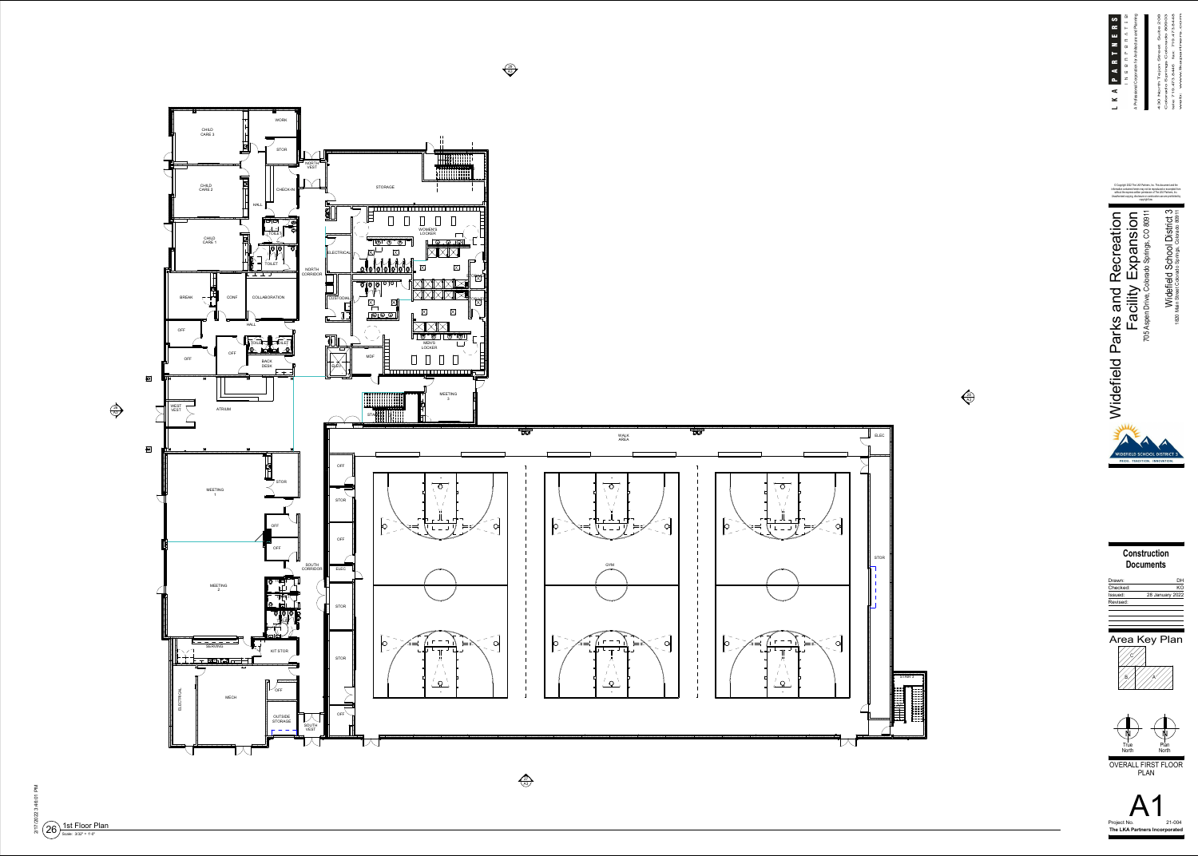# Widefield Parks and Recreation Facility Expansion

705 Aspen Drive, Colorado Springs, CO 80911

Widefield School District 3

1820 Main Street Colorado Springs, Colorado 80911

WIDEFIELD SCHOOL DISTRICT 3
PRIDE. TRADITION. INNOVATION.

LKA PARTNERS incorporated

A Professional Corporation for Architecture and Planning

430 North Tejon Street Suite 208
Colorado Springs Colorado 80903
tele 719 473 3446 fax 719 473 8446
web www.lkapartners.com

© Copyright 2022 The LKA Partners, Inc. This document and the information contained herein may not be reproduced or excerpted from without the express written permission of The LKA Partners, Inc. Unauthorized copying, disclosure or construction use are prohibited by copyright law.

## Construction Documents

| | |
|---|---|
| Drawn: | DH |
| Checked: | KO |
| Issued: | 28 January 2022 |
| Revised: | |

## Area Key Plan

C, B, A

True North — Plan North

OVERALL FIRST FLOOR PLAN

**A1**

Project No. 21-004

**The LKA Partners Incorporated**

26 — 1st Floor Plan
Scale: 3/32" = 1'-0"

2/1/2022 3:46:01 PM

CHILD CARE 3, WORK, STOR, NORTH VEST, STORAGE, CHILD CARE 2, CHECK-IN, HALL, WOMEN'S LOCKER, CHILD CARE 1, TOILET, TOILET, ELECTRICAL, NORTH CORRIDOR, BREAK, CONF, COLLABORATION, CUSTODIAL, STORAGE, STORAGE, OFF, HALL, TOILET, TOILET, MEN'S LOCKER, OFF, OFF, BACK DESK, ELEV., MDF, MEETING 3, WEST VEST, ATRIUM, STAIR, WALK AREA, ELEC, OFF, MEETING 1, STOR, STOR, OFF, OFF, OFF, GYM, SOUTH CORRIDOR, ELEC, STOR, MEETING 2, STOR, STOR, SERVING, KIT STOR, STOR, STAIR 2, ELECTRICAL, MECH, OFF, OFF, OUTSIDE STORAGE, SOUTH VEST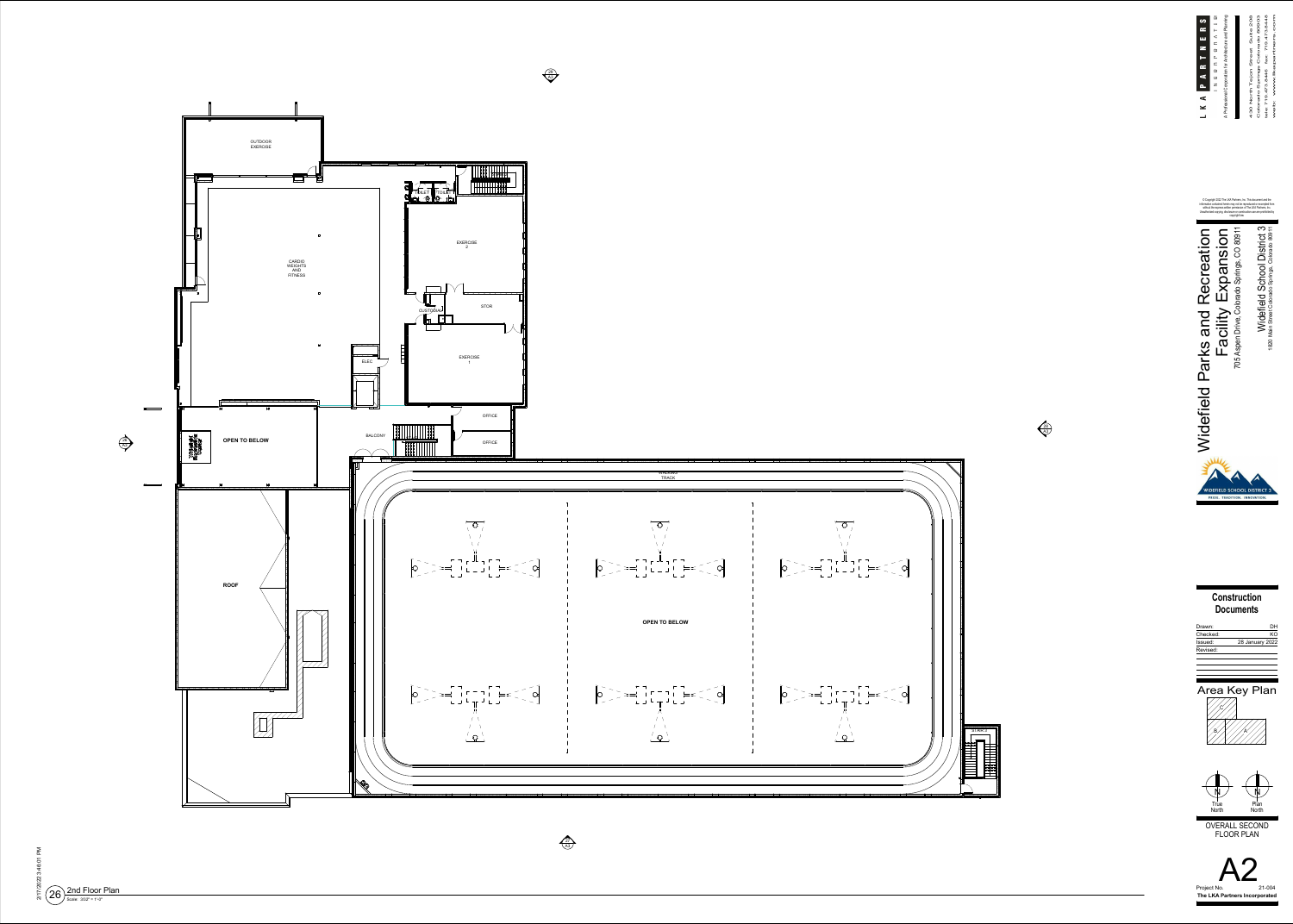OUTDOOR EXERCISE

CARDIO WEIGHTS AND FITNESS

TOILET

TOILET

EXERCISE 2

CUSTODIAL

STOR

ELEC

EXERCISE 1

OFFICE

OFFICE

BALCONY

OPEN TO BELOW

WALKING TRACK

ROOF

OPEN TO BELOW

STAIR 2

26 2nd Floor Plan

Scale: 3/32" = 1'-0"

2/17/2022 3:46:01 PM

L K A PARTNERS

Incorporated

A Professional Corporation for Architecture and Planning

430 North Tejon Street Suite 200
Colorado Springs Colorado 80903
tele 719.473.3446 fax 719.473.4445
web www.lkapartners.com

© Copyright 2022 The LKA Partners, Inc. This document and the information contained herein may not be reproduced or excerpted from without the express written permission of The LKA Partners, Inc. Unauthorized copying, disclosure or construction use are prohibited by copyright law.

# Widefield Parks and Recreation Facility Expansion

705 Aspen Drive, Colorado Springs, CO 80911

## Widefield School District 3

1820 Main Street Colorado Springs, Colorado 80911

WIDEFIELD SCHOOL DISTRICT 3

PRIDE. TRADITION. INNOVATION.

**Construction Documents**

| | |
|---|---|
| Drawn: | DH |
| Checked: | KO |
| Issued: | 28 January 2022 |
| Revised: | |

Area Key Plan

C

B

A

True North

Plan North

OVERALL SECOND FLOOR PLAN

# A2

Project No. 21-004

**The LKA Partners Incorporated**